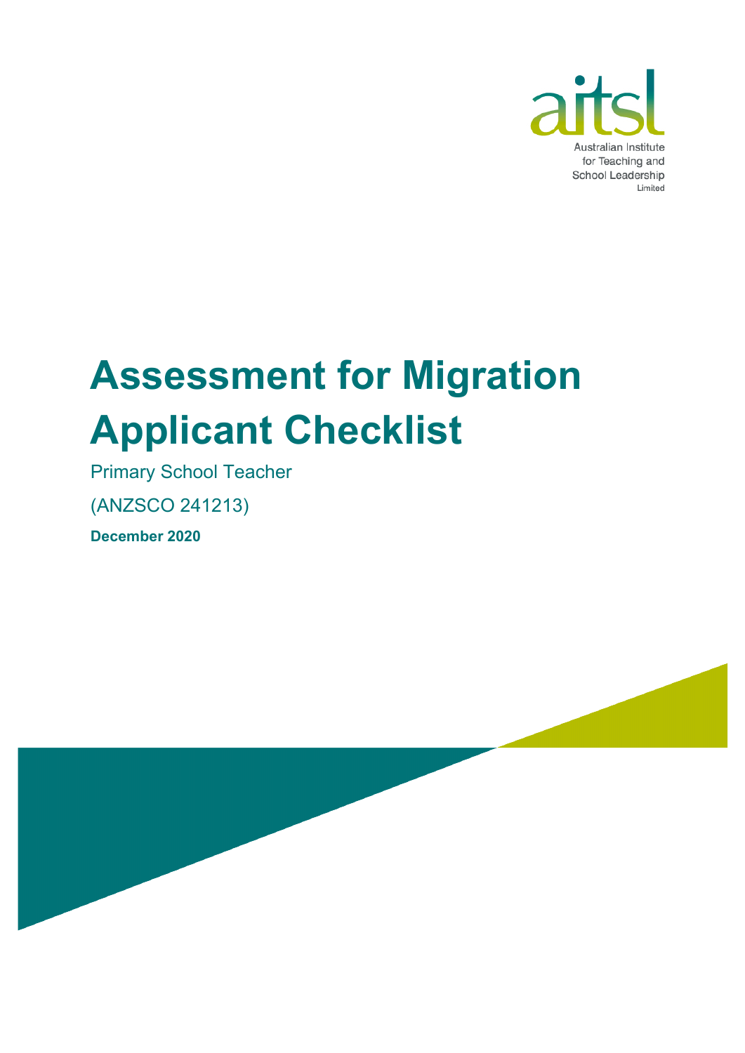Australian Institute for Teaching and School Leadership Limited

# Assessment for Migration Applicant Checklist

Primary School Teacher

(ANZSCO 241213)

**December 2020**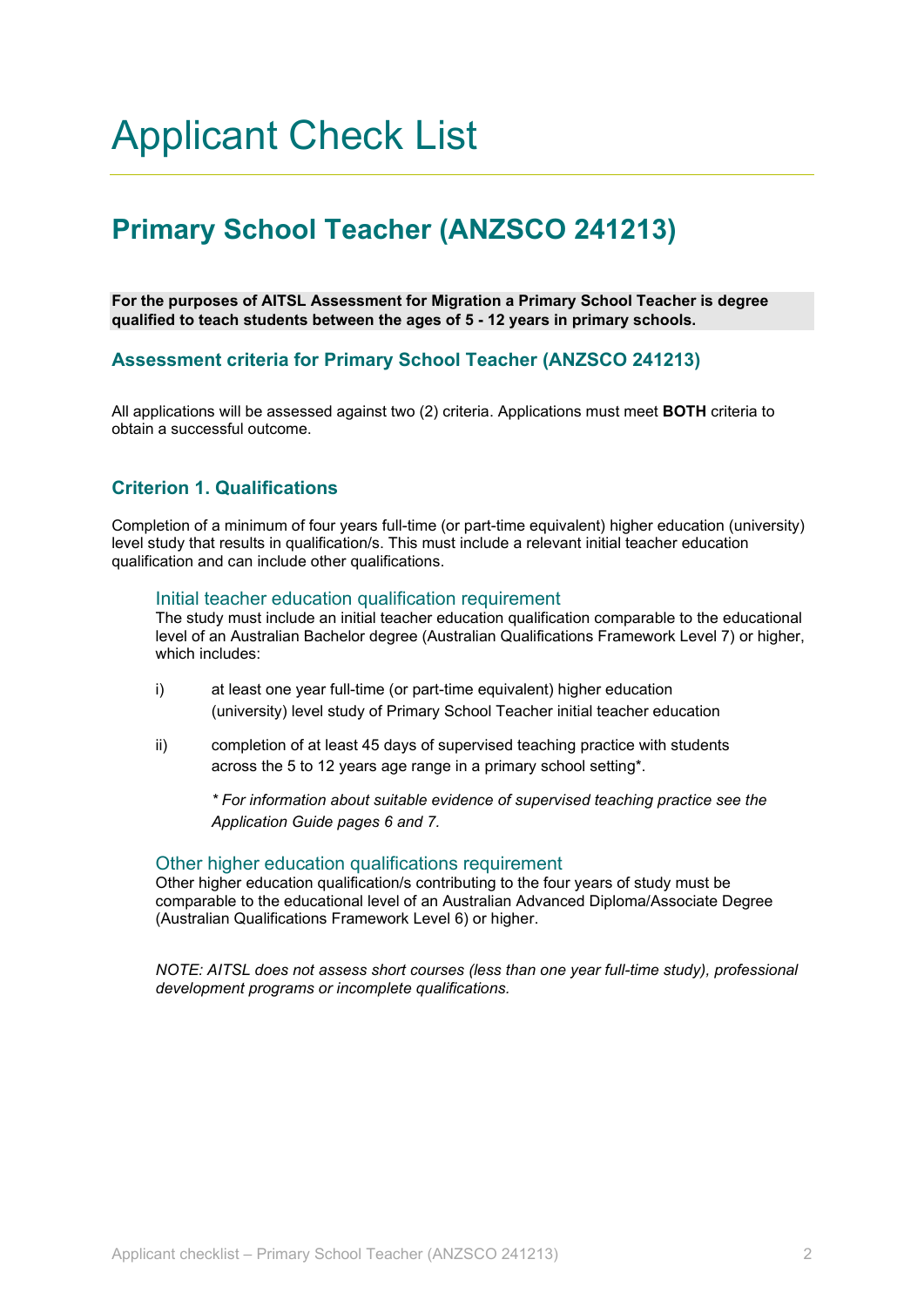# Applicant Check List

## Primary School Teacher (ANZSCO 241213)

**For the purposes of AITSL Assessment for Migration a Primary School Teacher is degree qualified to teach students between the ages of 5 - 12 years in primary schools.**

### Assessment criteria for Primary School Teacher (ANZSCO 241213)

All applications will be assessed against two (2) criteria. Applications must meet **BOTH** criteria to obtain a successful outcome.

### Criterion 1. Qualifications

Completion of a minimum of four years full-time (or part-time equivalent) higher education (university) level study that results in qualification/s. This must include a relevant initial teacher education qualification and can include other qualifications.

#### Initial teacher education qualification requirement

The study must include an initial teacher education qualification comparable to the educational level of an Australian Bachelor degree (Australian Qualifications Framework Level 7) or higher, which includes:

i) at least one year full-time (or part-time equivalent) higher education (university) level study of Primary School Teacher initial teacher education

ii) completion of at least 45 days of supervised teaching practice with students across the 5 to 12 years age range in a primary school setting*.

*\* For information about suitable evidence of supervised teaching practice see the Application Guide pages 6 and 7.*

#### Other higher education qualifications requirement

Other higher education qualification/s contributing to the four years of study must be comparable to the educational level of an Australian Advanced Diploma/Associate Degree (Australian Qualifications Framework Level 6) or higher.

*NOTE: AITSL does not assess short courses (less than one year full-time study), professional development programs or incomplete qualifications.*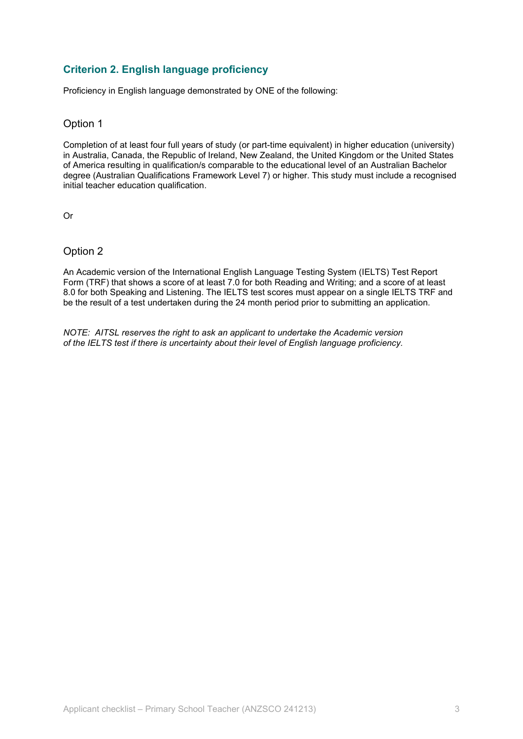## Criterion 2. English language proficiency

Proficiency in English language demonstrated by ONE of the following:

### Option 1

Completion of at least four full years of study (or part-time equivalent) in higher education (university) in Australia, Canada, the Republic of Ireland, New Zealand, the United Kingdom or the United States of America resulting in qualification/s comparable to the educational level of an Australian Bachelor degree (Australian Qualifications Framework Level 7) or higher. This study must include a recognised initial teacher education qualification.

Or

### Option 2

An Academic version of the International English Language Testing System (IELTS) Test Report Form (TRF) that shows a score of at least 7.0 for both Reading and Writing; and a score of at least 8.0 for both Speaking and Listening. The IELTS test scores must appear on a single IELTS TRF and be the result of a test undertaken during the 24 month period prior to submitting an application.

*NOTE: AITSL reserves the right to ask an applicant to undertake the Academic version of the IELTS test if there is uncertainty about their level of English language proficiency.*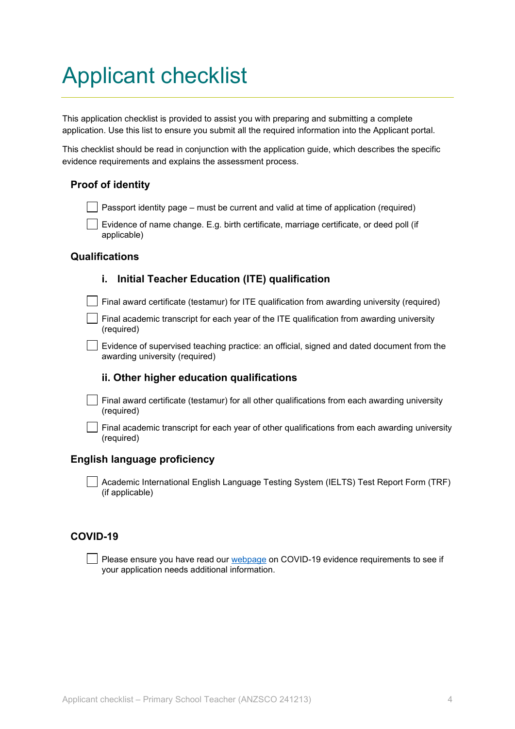# Applicant checklist

This application checklist is provided to assist you with preparing and submitting a complete application. Use this list to ensure you submit all the required information into the Applicant portal.

This checklist should be read in conjunction with the application guide, which describes the specific evidence requirements and explains the assessment process.

## Proof of identity

- [ ] Passport identity page – must be current and valid at time of application (required)
- [ ] Evidence of name change. E.g. birth certificate, marriage certificate, or deed poll (if applicable)

## Qualifications

### i. Initial Teacher Education (ITE) qualification

- [ ] Final award certificate (testamur) for ITE qualification from awarding university (required)
- [ ] Final academic transcript for each year of the ITE qualification from awarding university (required)
- [ ] Evidence of supervised teaching practice: an official, signed and dated document from the awarding university (required)

### ii. Other higher education qualifications

- [ ] Final award certificate (testamur) for all other qualifications from each awarding university (required)
- [ ] Final academic transcript for each year of other qualifications from each awarding university (required)

## English language proficiency

- [ ] Academic International English Language Testing System (IELTS) Test Report Form (TRF) (if applicable)

## COVID-19

- [ ] Please ensure you have read our webpage on COVID-19 evidence requirements to see if your application needs additional information.